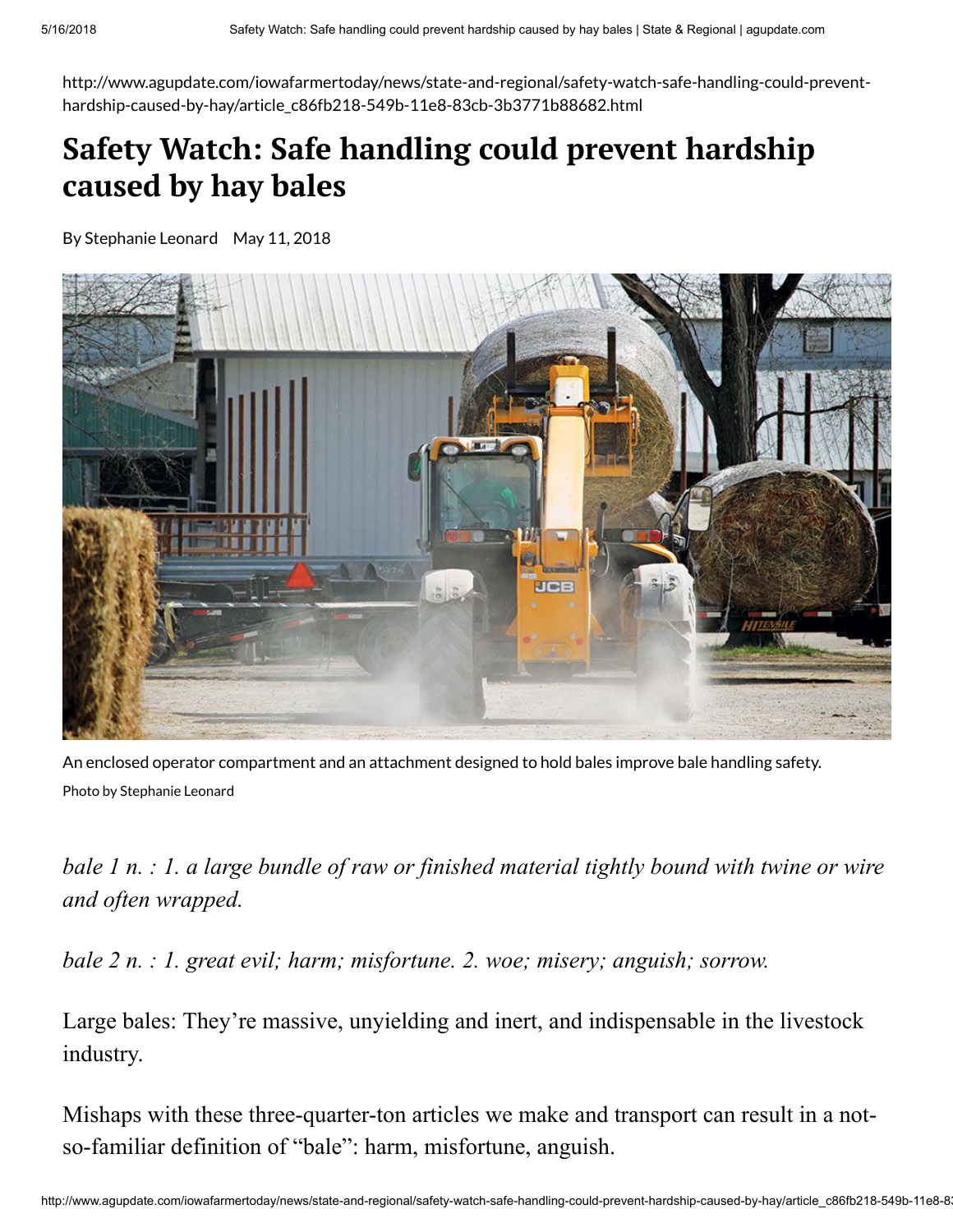http://www.agupdate.com/iowafarmertoday/news/state-and-regional/safety-watch-safe-handling-could-prevent-hardship-caused-by-hay/article_c86fb218-549b-11e8-83cb-3b3771b88682.html

# Safety Watch: Safe handling could prevent hardship caused by hay bales

By Stephanie Leonard May 11, 2018

An enclosed operator compartment and an attachment designed to hold bales improve bale handling safety.

Photo by Stephanie Leonard

*bale 1 n. : 1. a large bundle of raw or finished material tightly bound with twine or wire and often wrapped.*

*bale 2 n. : 1. great evil; harm; misfortune. 2. woe; misery; anguish; sorrow.*

Large bales: They're massive, unyielding and inert, and indispensable in the livestock industry.

Mishaps with these three-quarter-ton articles we make and transport can result in a not-so-familiar definition of "bale": harm, misfortune, anguish.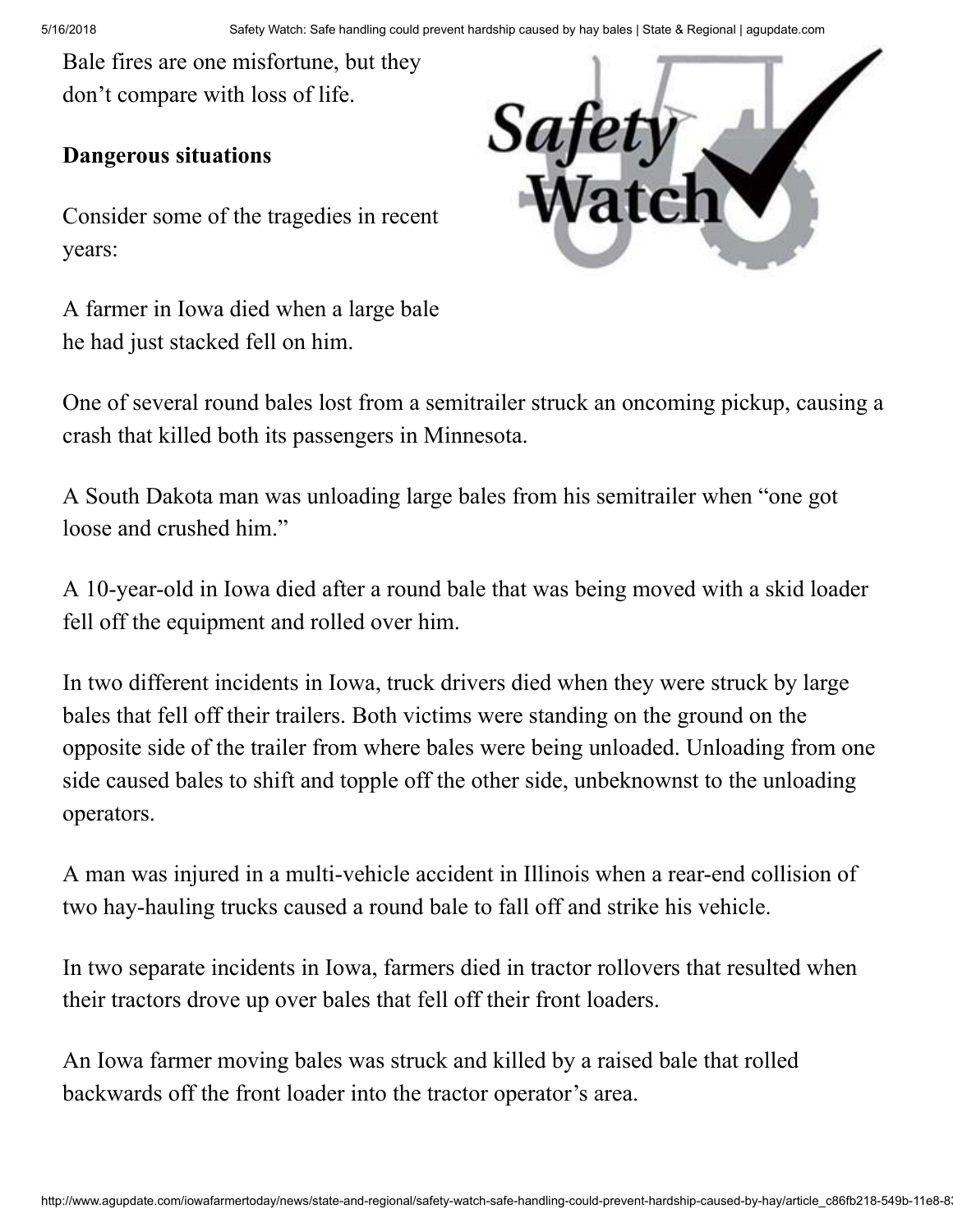Bale fires are one misfortune, but they don’t compare with loss of life.

## Dangerous situations

Consider some of the tragedies in recent years:

A farmer in Iowa died when a large bale he had just stacked fell on him.

One of several round bales lost from a semitrailer struck an oncoming pickup, causing a crash that killed both its passengers in Minnesota.

A South Dakota man was unloading large bales from his semitrailer when “one got loose and crushed him.”

A 10-year-old in Iowa died after a round bale that was being moved with a skid loader fell off the equipment and rolled over him.

In two different incidents in Iowa, truck drivers died when they were struck by large bales that fell off their trailers. Both victims were standing on the ground on the opposite side of the trailer from where bales were being unloaded. Unloading from one side caused bales to shift and topple off the other side, unbeknownst to the unloading operators.

A man was injured in a multi-vehicle accident in Illinois when a rear-end collision of two hay-hauling trucks caused a round bale to fall off and strike his vehicle.

In two separate incidents in Iowa, farmers died in tractor rollovers that resulted when their tractors drove up over bales that fell off their front loaders.

An Iowa farmer moving bales was struck and killed by a raised bale that rolled backwards off the front loader into the tractor operator’s area.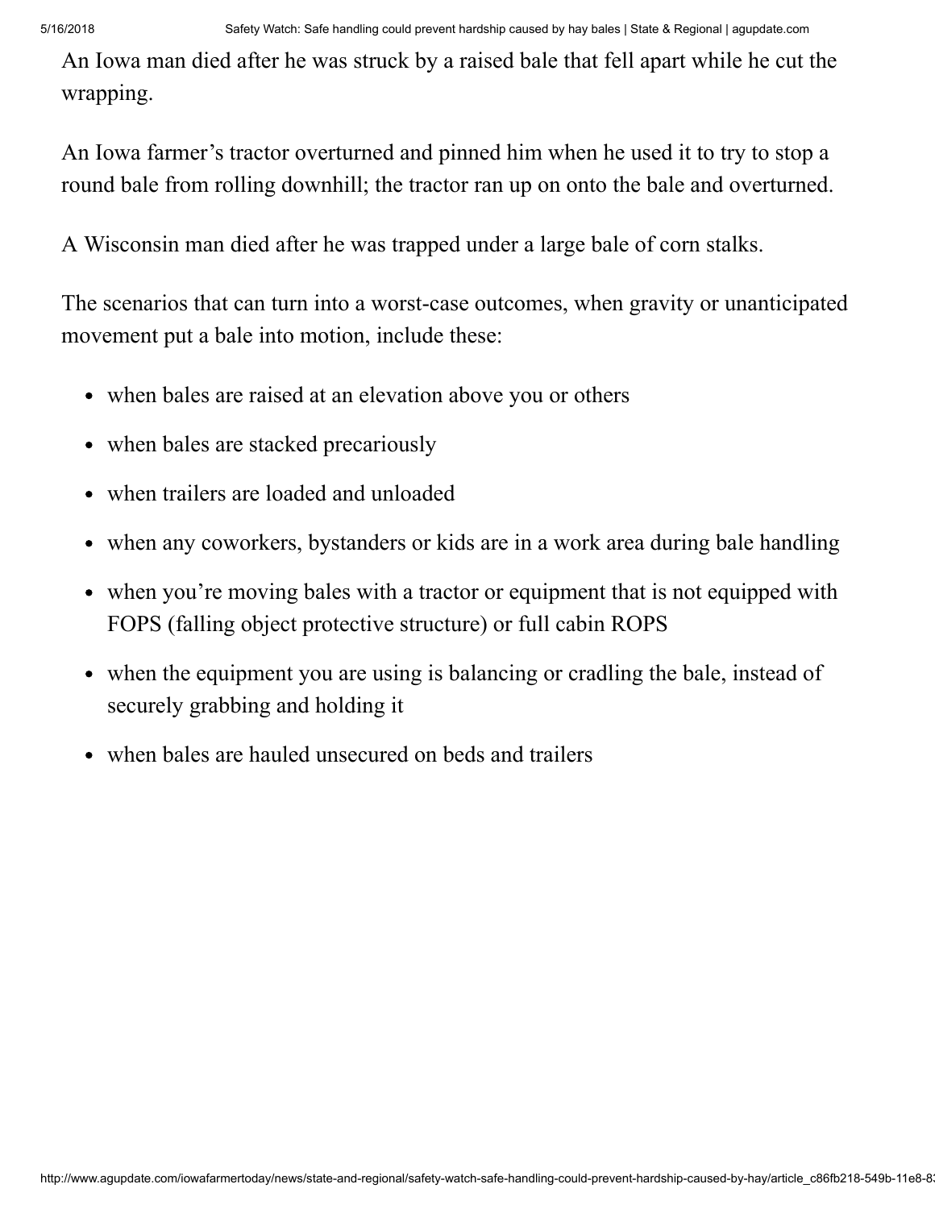An Iowa man died after he was struck by a raised bale that fell apart while he cut the wrapping.

An Iowa farmer's tractor overturned and pinned him when he used it to try to stop a round bale from rolling downhill; the tractor ran up on onto the bale and overturned.

A Wisconsin man died after he was trapped under a large bale of corn stalks.

The scenarios that can turn into a worst-case outcomes, when gravity or unanticipated movement put a bale into motion, include these:

- when bales are raised at an elevation above you or others
- when bales are stacked precariously
- when trailers are loaded and unloaded
- when any coworkers, bystanders or kids are in a work area during bale handling
- when you're moving bales with a tractor or equipment that is not equipped with FOPS (falling object protective structure) or full cabin ROPS
- when the equipment you are using is balancing or cradling the bale, instead of securely grabbing and holding it
- when bales are hauled unsecured on beds and trailers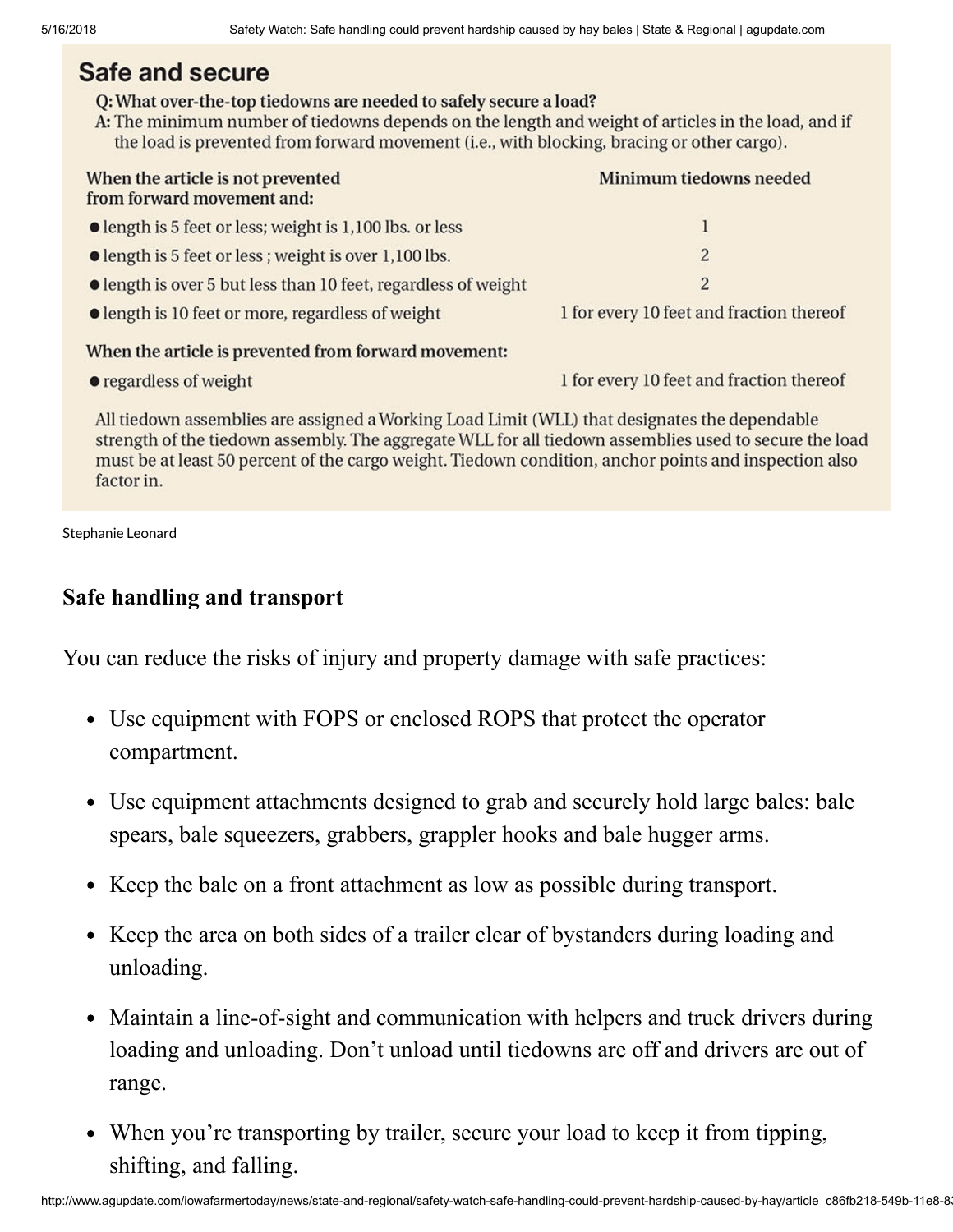## Safe and secure

**Q: What over-the-top tiedowns are needed to safely secure a load?**

**A:** The minimum number of tiedowns depends on the length and weight of articles in the load, and if the load is prevented from forward movement (i.e., with blocking, bracing or other cargo).

| When the article is not prevented from forward movement and: | Minimum tiedowns needed |
|---|---|
| • length is 5 feet or less; weight is 1,100 lbs. or less | 1 |
| • length is 5 feet or less ; weight is over 1,100 lbs. | 2 |
| • length is over 5 but less than 10 feet, regardless of weight | 2 |
| • length is 10 feet or more, regardless of weight | 1 for every 10 feet and fraction thereof |
| **When the article is prevented from forward movement:** | |
| • regardless of weight | 1 for every 10 feet and fraction thereof |

All tiedown assemblies are assigned a Working Load Limit (WLL) that designates the dependable strength of the tiedown assembly. The aggregate WLL for all tiedown assemblies used to secure the load must be at least 50 percent of the cargo weight. Tiedown condition, anchor points and inspection also factor in.

Stephanie Leonard

### Safe handling and transport

You can reduce the risks of injury and property damage with safe practices:

- Use equipment with FOPS or enclosed ROPS that protect the operator compartment.
- Use equipment attachments designed to grab and securely hold large bales: bale spears, bale squeezers, grabbers, grappler hooks and bale hugger arms.
- Keep the bale on a front attachment as low as possible during transport.
- Keep the area on both sides of a trailer clear of bystanders during loading and unloading.
- Maintain a line-of-sight and communication with helpers and truck drivers during loading and unloading. Don't unload until tiedowns are off and drivers are out of range.
- When you're transporting by trailer, secure your load to keep it from tipping, shifting, and falling.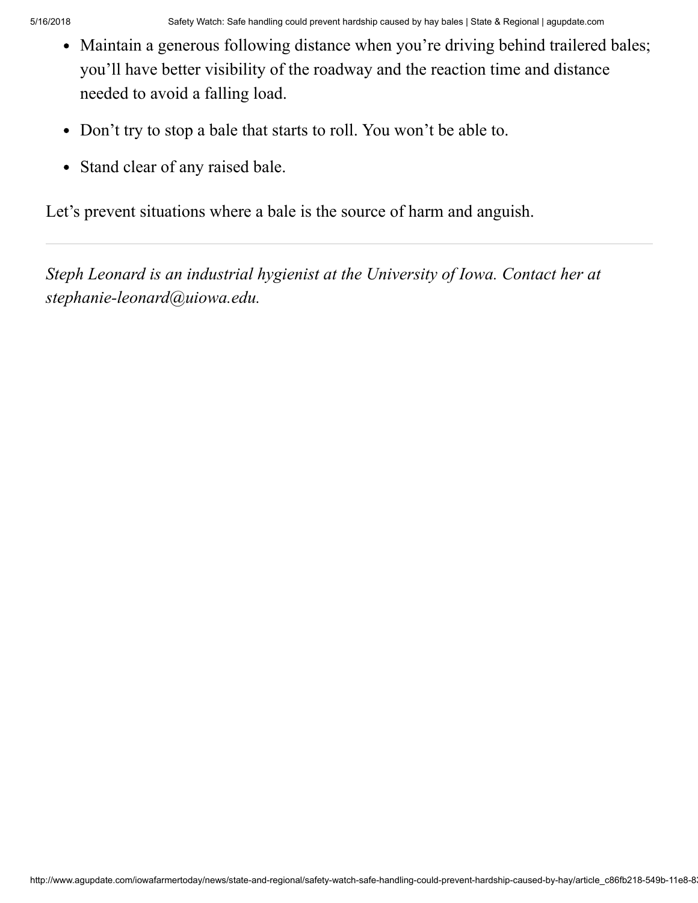- Maintain a generous following distance when you're driving behind trailered bales; you'll have better visibility of the roadway and the reaction time and distance needed to avoid a falling load.
- Don't try to stop a bale that starts to roll. You won't be able to.
- Stand clear of any raised bale.

Let's prevent situations where a bale is the source of harm and anguish.

---

*Steph Leonard is an industrial hygienist at the University of Iowa. Contact her at stephanie-leonard@uiowa.edu.*